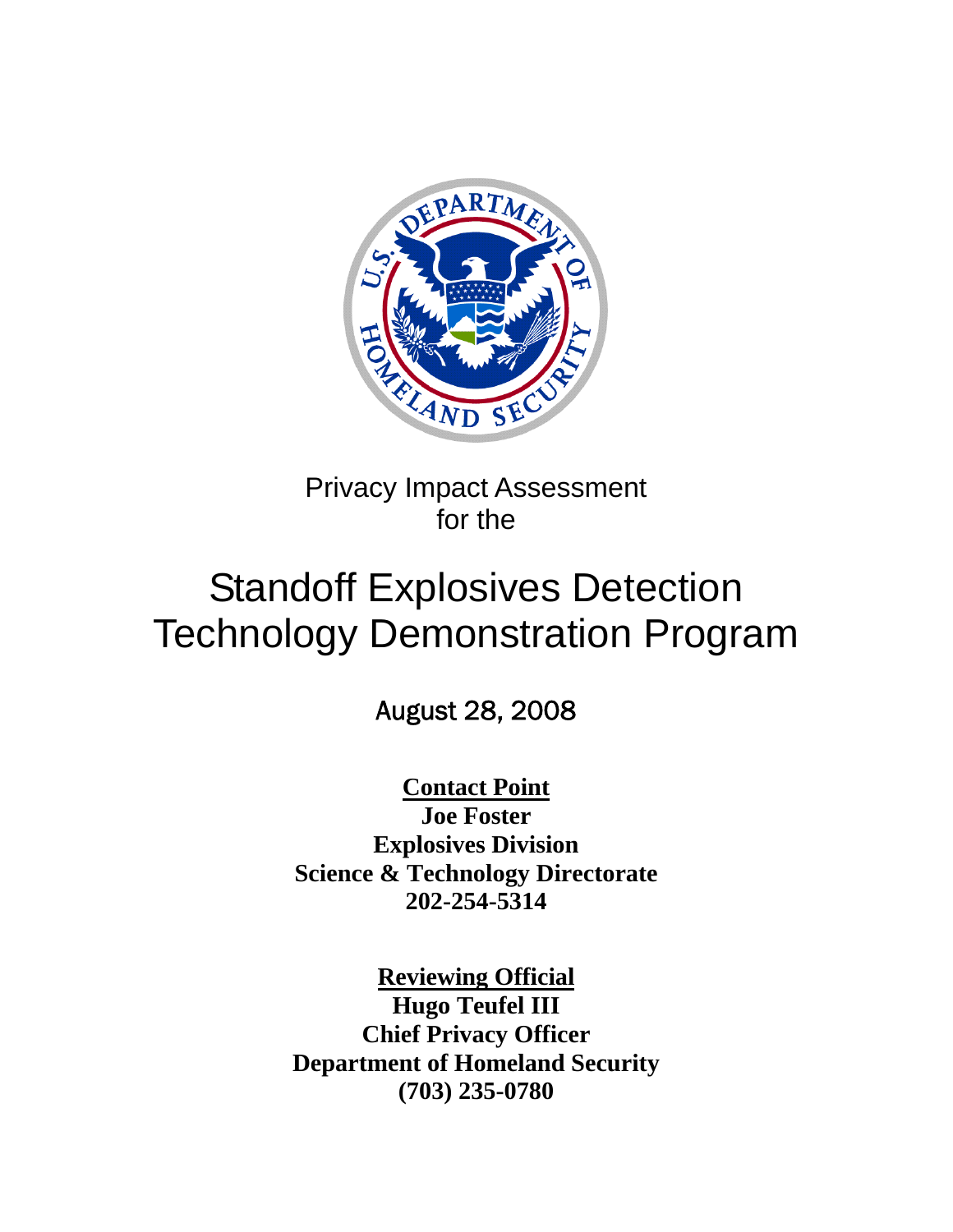Privacy Impact Assessment
for the

# Standoff Explosives Detection Technology Demonstration Program

August 28, 2008

**Contact Point**
**Joe Foster**
**Explosives Division**
**Science & Technology Directorate**
**202-254-5314**

**Reviewing Official**
**Hugo Teufel III**
**Chief Privacy Officer**
**Department of Homeland Security**
**(703) 235-0780**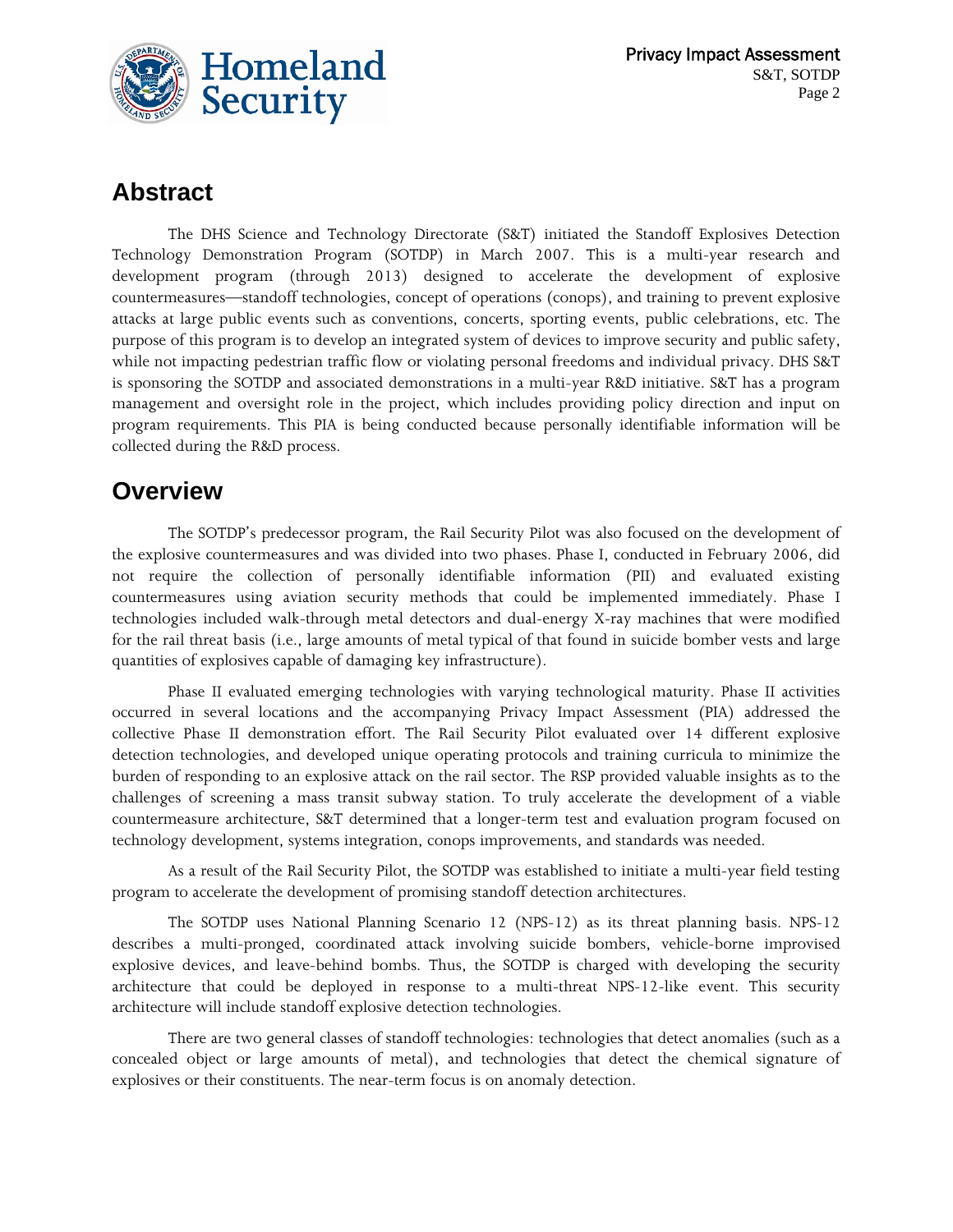## Abstract

The DHS Science and Technology Directorate (S&T) initiated the Standoff Explosives Detection Technology Demonstration Program (SOTDP) in March 2007. This is a multi-year research and development program (through 2013) designed to accelerate the development of explosive countermeasures—standoff technologies, concept of operations (conops), and training to prevent explosive attacks at large public events such as conventions, concerts, sporting events, public celebrations, etc. The purpose of this program is to develop an integrated system of devices to improve security and public safety, while not impacting pedestrian traffic flow or violating personal freedoms and individual privacy. DHS S&T is sponsoring the SOTDP and associated demonstrations in a multi-year R&D initiative. S&T has a program management and oversight role in the project, which includes providing policy direction and input on program requirements. This PIA is being conducted because personally identifiable information will be collected during the R&D process.

## Overview

The SOTDP's predecessor program, the Rail Security Pilot was also focused on the development of the explosive countermeasures and was divided into two phases. Phase I, conducted in February 2006, did not require the collection of personally identifiable information (PII) and evaluated existing countermeasures using aviation security methods that could be implemented immediately. Phase I technologies included walk-through metal detectors and dual-energy X-ray machines that were modified for the rail threat basis (i.e., large amounts of metal typical of that found in suicide bomber vests and large quantities of explosives capable of damaging key infrastructure).

Phase II evaluated emerging technologies with varying technological maturity. Phase II activities occurred in several locations and the accompanying Privacy Impact Assessment (PIA) addressed the collective Phase II demonstration effort. The Rail Security Pilot evaluated over 14 different explosive detection technologies, and developed unique operating protocols and training curricula to minimize the burden of responding to an explosive attack on the rail sector. The RSP provided valuable insights as to the challenges of screening a mass transit subway station. To truly accelerate the development of a viable countermeasure architecture, S&T determined that a longer-term test and evaluation program focused on technology development, systems integration, conops improvements, and standards was needed.

As a result of the Rail Security Pilot, the SOTDP was established to initiate a multi-year field testing program to accelerate the development of promising standoff detection architectures.

The SOTDP uses National Planning Scenario 12 (NPS-12) as its threat planning basis. NPS-12 describes a multi-pronged, coordinated attack involving suicide bombers, vehicle-borne improvised explosive devices, and leave-behind bombs. Thus, the SOTDP is charged with developing the security architecture that could be deployed in response to a multi-threat NPS-12-like event. This security architecture will include standoff explosive detection technologies.

There are two general classes of standoff technologies: technologies that detect anomalies (such as a concealed object or large amounts of metal), and technologies that detect the chemical signature of explosives or their constituents. The near-term focus is on anomaly detection.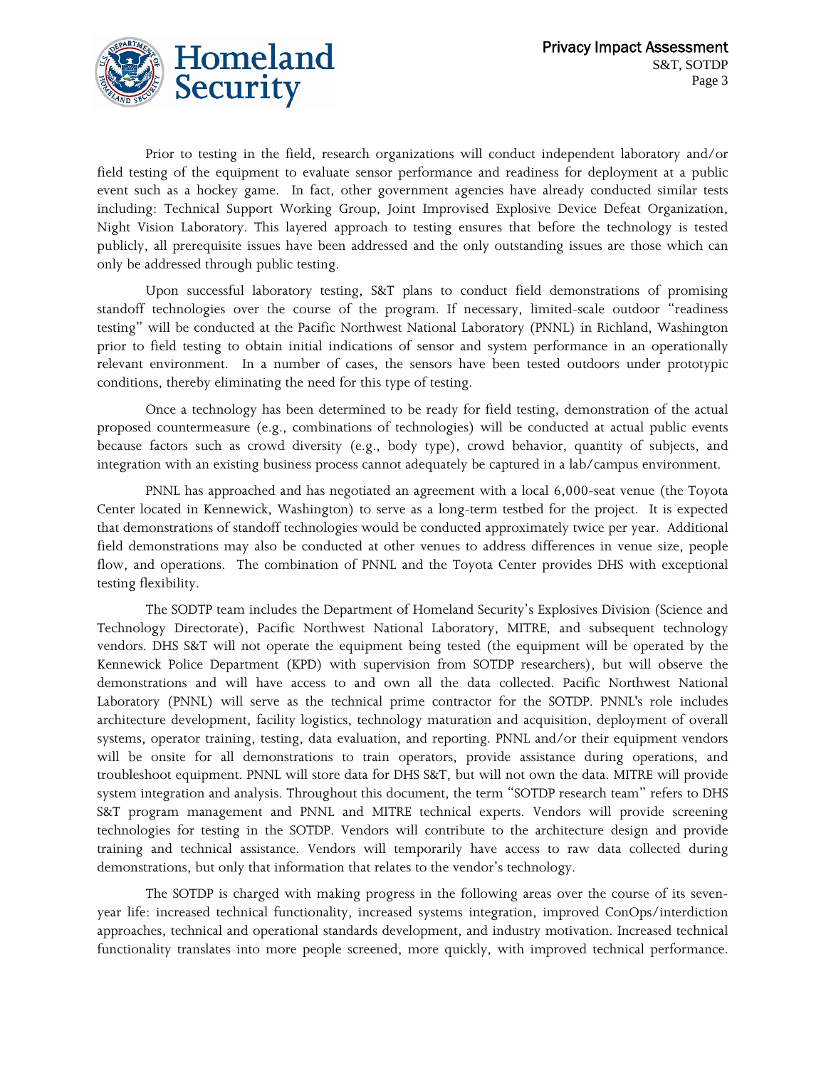Prior to testing in the field, research organizations will conduct independent laboratory and/or field testing of the equipment to evaluate sensor performance and readiness for deployment at a public event such as a hockey game. In fact, other government agencies have already conducted similar tests including: Technical Support Working Group, Joint Improvised Explosive Device Defeat Organization, Night Vision Laboratory. This layered approach to testing ensures that before the technology is tested publicly, all prerequisite issues have been addressed and the only outstanding issues are those which can only be addressed through public testing.

Upon successful laboratory testing, S&T plans to conduct field demonstrations of promising standoff technologies over the course of the program. If necessary, limited-scale outdoor "readiness testing" will be conducted at the Pacific Northwest National Laboratory (PNNL) in Richland, Washington prior to field testing to obtain initial indications of sensor and system performance in an operationally relevant environment. In a number of cases, the sensors have been tested outdoors under prototypic conditions, thereby eliminating the need for this type of testing.

Once a technology has been determined to be ready for field testing, demonstration of the actual proposed countermeasure (e.g., combinations of technologies) will be conducted at actual public events because factors such as crowd diversity (e.g., body type), crowd behavior, quantity of subjects, and integration with an existing business process cannot adequately be captured in a lab/campus environment.

PNNL has approached and has negotiated an agreement with a local 6,000-seat venue (the Toyota Center located in Kennewick, Washington) to serve as a long-term testbed for the project. It is expected that demonstrations of standoff technologies would be conducted approximately twice per year. Additional field demonstrations may also be conducted at other venues to address differences in venue size, people flow, and operations. The combination of PNNL and the Toyota Center provides DHS with exceptional testing flexibility.

The SODTP team includes the Department of Homeland Security's Explosives Division (Science and Technology Directorate), Pacific Northwest National Laboratory, MITRE, and subsequent technology vendors. DHS S&T will not operate the equipment being tested (the equipment will be operated by the Kennewick Police Department (KPD) with supervision from SOTDP researchers), but will observe the demonstrations and will have access to and own all the data collected. Pacific Northwest National Laboratory (PNNL) will serve as the technical prime contractor for the SOTDP. PNNL's role includes architecture development, facility logistics, technology maturation and acquisition, deployment of overall systems, operator training, testing, data evaluation, and reporting. PNNL and/or their equipment vendors will be onsite for all demonstrations to train operators, provide assistance during operations, and troubleshoot equipment. PNNL will store data for DHS S&T, but will not own the data. MITRE will provide system integration and analysis. Throughout this document, the term "SOTDP research team" refers to DHS S&T program management and PNNL and MITRE technical experts. Vendors will provide screening technologies for testing in the SOTDP. Vendors will contribute to the architecture design and provide training and technical assistance. Vendors will temporarily have access to raw data collected during demonstrations, but only that information that relates to the vendor's technology.

The SOTDP is charged with making progress in the following areas over the course of its seven-year life: increased technical functionality, increased systems integration, improved ConOps/interdiction approaches, technical and operational standards development, and industry motivation. Increased technical functionality translates into more people screened, more quickly, with improved technical performance.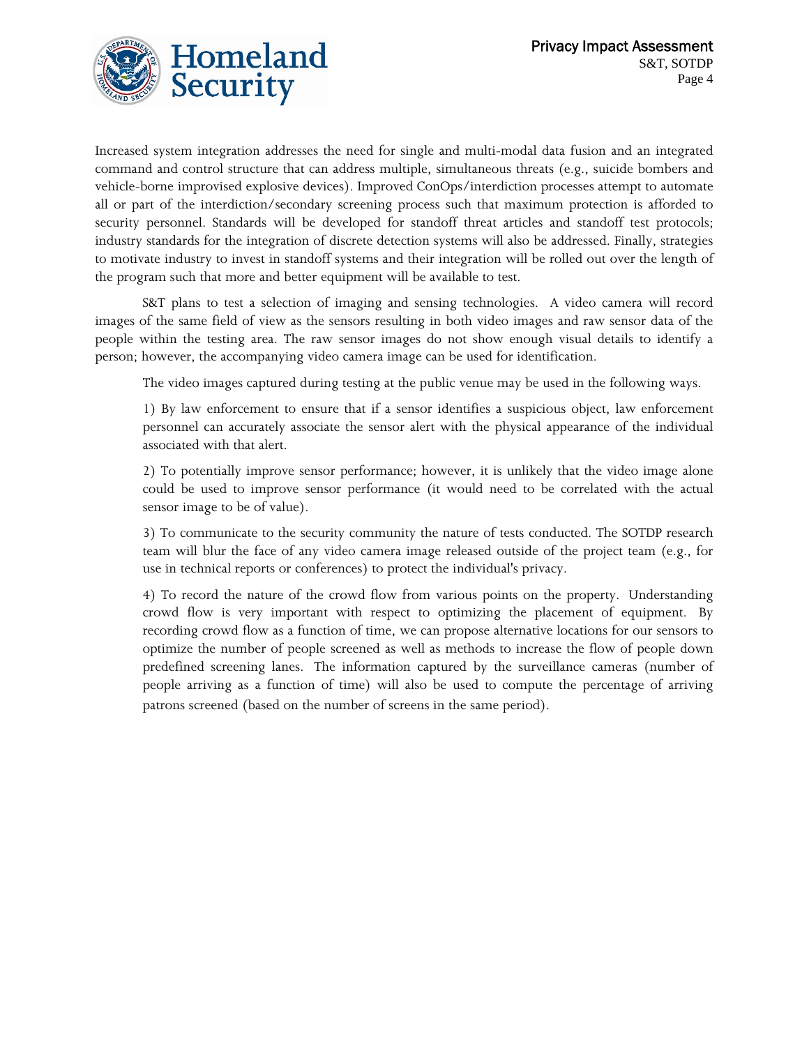Increased system integration addresses the need for single and multi-modal data fusion and an integrated command and control structure that can address multiple, simultaneous threats (e.g., suicide bombers and vehicle-borne improvised explosive devices). Improved ConOps/interdiction processes attempt to automate all or part of the interdiction/secondary screening process such that maximum protection is afforded to security personnel. Standards will be developed for standoff threat articles and standoff test protocols; industry standards for the integration of discrete detection systems will also be addressed. Finally, strategies to motivate industry to invest in standoff systems and their integration will be rolled out over the length of the program such that more and better equipment will be available to test.

S&T plans to test a selection of imaging and sensing technologies. A video camera will record images of the same field of view as the sensors resulting in both video images and raw sensor data of the people within the testing area. The raw sensor images do not show enough visual details to identify a person; however, the accompanying video camera image can be used for identification.

The video images captured during testing at the public venue may be used in the following ways.

1) By law enforcement to ensure that if a sensor identifies a suspicious object, law enforcement personnel can accurately associate the sensor alert with the physical appearance of the individual associated with that alert.

2) To potentially improve sensor performance; however, it is unlikely that the video image alone could be used to improve sensor performance (it would need to be correlated with the actual sensor image to be of value).

3) To communicate to the security community the nature of tests conducted. The SOTDP research team will blur the face of any video camera image released outside of the project team (e.g., for use in technical reports or conferences) to protect the individual's privacy.

4) To record the nature of the crowd flow from various points on the property. Understanding crowd flow is very important with respect to optimizing the placement of equipment. By recording crowd flow as a function of time, we can propose alternative locations for our sensors to optimize the number of people screened as well as methods to increase the flow of people down predefined screening lanes. The information captured by the surveillance cameras (number of people arriving as a function of time) will also be used to compute the percentage of arriving patrons screened (based on the number of screens in the same period).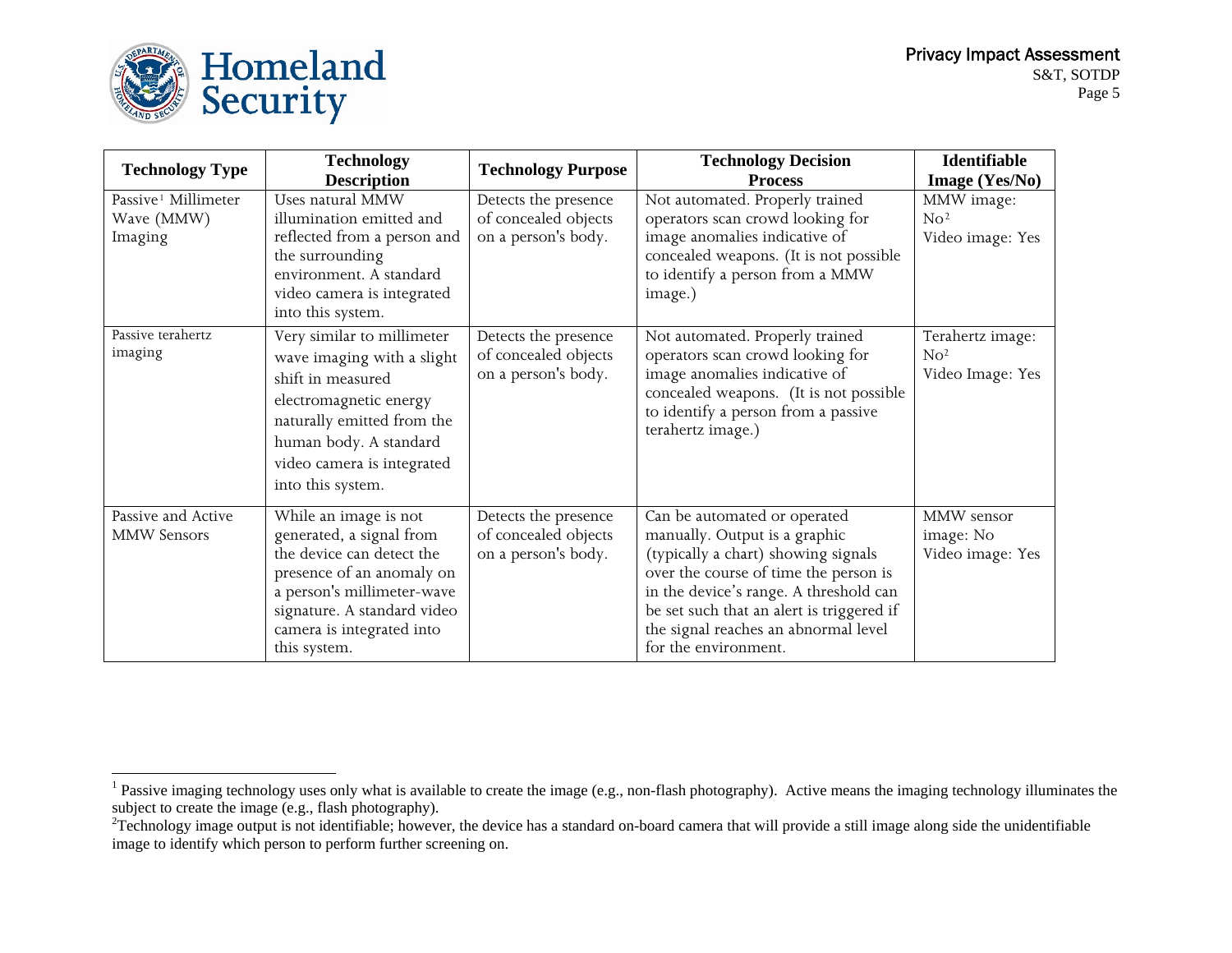| Technology Type | Technology Description | Technology Purpose | Technology Decision Process | Identifiable Image (Yes/No) |
|---|---|---|---|---|
| Passive[1] Millimeter Wave (MMW) Imaging | Uses natural MMW illumination emitted and reflected from a person and the surrounding environment. A standard video camera is integrated into this system. | Detects the presence of concealed objects on a person's body. | Not automated. Properly trained operators scan crowd looking for image anomalies indicative of concealed weapons. (It is not possible to identify a person from a MMW image.) | MMW image: No[2] Video image: Yes |
| Passive terahertz imaging | Very similar to millimeter wave imaging with a slight shift in measured electromagnetic energy naturally emitted from the human body. A standard video camera is integrated into this system. | Detects the presence of concealed objects on a person's body. | Not automated. Properly trained operators scan crowd looking for image anomalies indicative of concealed weapons. (It is not possible to identify a person from a passive terahertz image.) | Terahertz image: No[2] Video Image: Yes |
| Passive and Active MMW Sensors | While an image is not generated, a signal from the device can detect the presence of an anomaly on a person's millimeter-wave signature. A standard video camera is integrated into this system. | Detects the presence of concealed objects on a person's body. | Can be automated or operated manually. Output is a graphic (typically a chart) showing signals over the course of time the person is in the device's range. A threshold can be set such that an alert is triggered if the signal reaches an abnormal level for the environment. | MMW sensor image: No Video image: Yes |

[1] Passive imaging technology uses only what is available to create the image (e.g., non-flash photography). Active means the imaging technology illuminates the subject to create the image (e.g., flash photography).

[2] Technology image output is not identifiable; however, the device has a standard on-board camera that will provide a still image along side the unidentifiable image to identify which person to perform further screening on.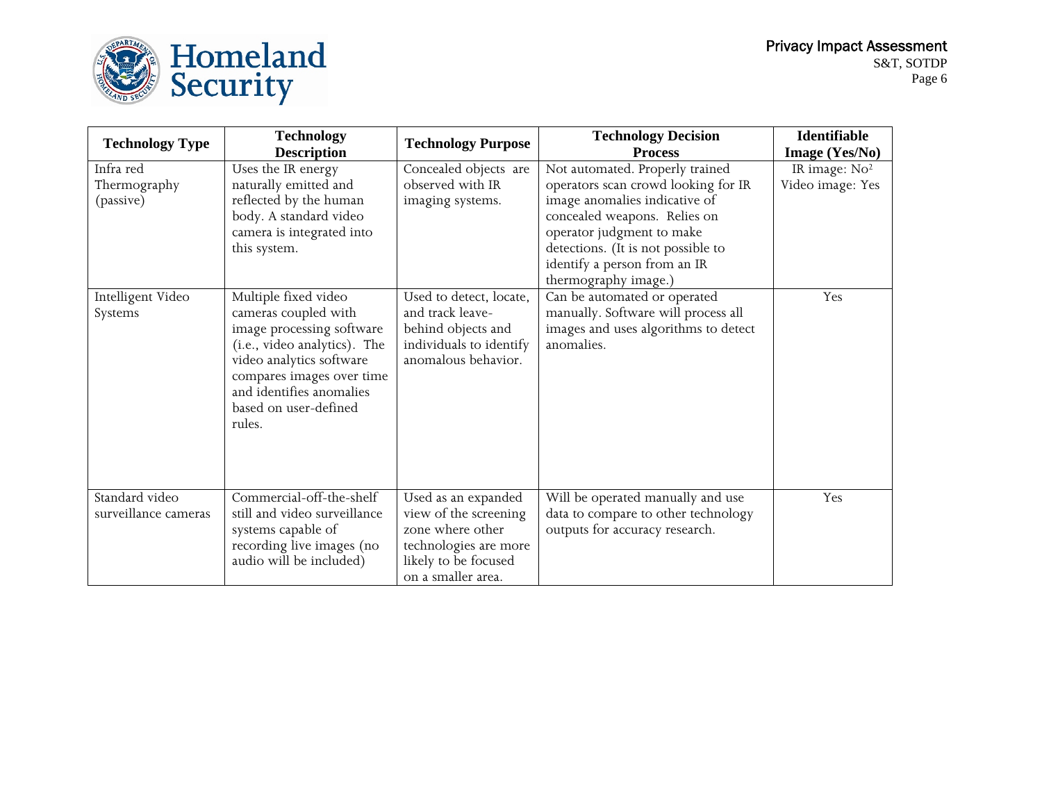| Technology Type | Technology Description | Technology Purpose | Technology Decision Process | Identifiable Image (Yes/No) |
|---|---|---|---|---|
| Infra red Thermography (passive) | Uses the IR energy naturally emitted and reflected by the human body. A standard video camera is integrated into this system. | Concealed objects are observed with IR imaging systems. | Not automated. Properly trained operators scan crowd looking for IR image anomalies indicative of concealed weapons. Relies on operator judgment to make detections. (It is not possible to identify a person from an IR thermography image.) | IR image: No[2] Video image: Yes |
| Intelligent Video Systems | Multiple fixed video cameras coupled with image processing software (i.e., video analytics). The video analytics software compares images over time and identifies anomalies based on user-defined rules. | Used to detect, locate, and track leave-behind objects and individuals to identify anomalous behavior. | Can be automated or operated manually. Software will process all images and uses algorithms to detect anomalies. | Yes |
| Standard video surveillance cameras | Commercial-off-the-shelf still and video surveillance systems capable of recording live images (no audio will be included) | Used as an expanded view of the screening zone where other technologies are more likely to be focused on a smaller area. | Will be operated manually and use data to compare to other technology outputs for accuracy research. | Yes |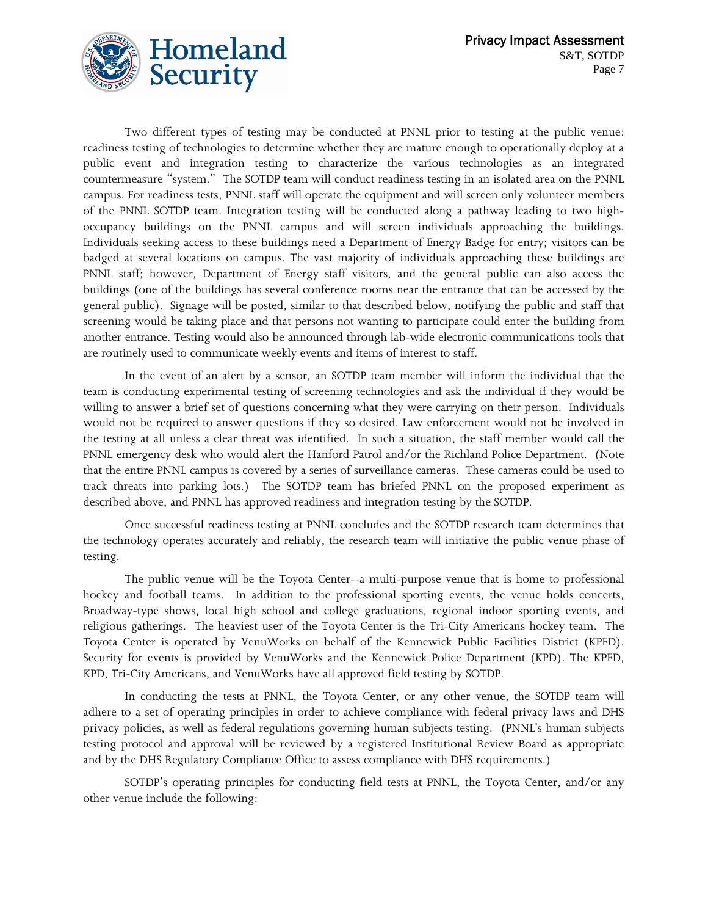Two different types of testing may be conducted at PNNL prior to testing at the public venue: readiness testing of technologies to determine whether they are mature enough to operationally deploy at a public event and integration testing to characterize the various technologies as an integrated countermeasure "system." The SOTDP team will conduct readiness testing in an isolated area on the PNNL campus. For readiness tests, PNNL staff will operate the equipment and will screen only volunteer members of the PNNL SOTDP team. Integration testing will be conducted along a pathway leading to two high-occupancy buildings on the PNNL campus and will screen individuals approaching the buildings. Individuals seeking access to these buildings need a Department of Energy Badge for entry; visitors can be badged at several locations on campus. The vast majority of individuals approaching these buildings are PNNL staff; however, Department of Energy staff visitors, and the general public can also access the buildings (one of the buildings has several conference rooms near the entrance that can be accessed by the general public). Signage will be posted, similar to that described below, notifying the public and staff that screening would be taking place and that persons not wanting to participate could enter the building from another entrance. Testing would also be announced through lab-wide electronic communications tools that are routinely used to communicate weekly events and items of interest to staff.

In the event of an alert by a sensor, an SOTDP team member will inform the individual that the team is conducting experimental testing of screening technologies and ask the individual if they would be willing to answer a brief set of questions concerning what they were carrying on their person. Individuals would not be required to answer questions if they so desired. Law enforcement would not be involved in the testing at all unless a clear threat was identified. In such a situation, the staff member would call the PNNL emergency desk who would alert the Hanford Patrol and/or the Richland Police Department. (Note that the entire PNNL campus is covered by a series of surveillance cameras. These cameras could be used to track threats into parking lots.) The SOTDP team has briefed PNNL on the proposed experiment as described above, and PNNL has approved readiness and integration testing by the SOTDP.

Once successful readiness testing at PNNL concludes and the SOTDP research team determines that the technology operates accurately and reliably, the research team will initiative the public venue phase of testing.

The public venue will be the Toyota Center--a multi-purpose venue that is home to professional hockey and football teams. In addition to the professional sporting events, the venue holds concerts, Broadway-type shows, local high school and college graduations, regional indoor sporting events, and religious gatherings. The heaviest user of the Toyota Center is the Tri-City Americans hockey team. The Toyota Center is operated by VenuWorks on behalf of the Kennewick Public Facilities District (KPFD). Security for events is provided by VenuWorks and the Kennewick Police Department (KPD). The KPFD, KPD, Tri-City Americans, and VenuWorks have all approved field testing by SOTDP.

In conducting the tests at PNNL, the Toyota Center, or any other venue, the SOTDP team will adhere to a set of operating principles in order to achieve compliance with federal privacy laws and DHS privacy policies, as well as federal regulations governing human subjects testing. (PNNL's human subjects testing protocol and approval will be reviewed by a registered Institutional Review Board as appropriate and by the DHS Regulatory Compliance Office to assess compliance with DHS requirements.)

SOTDP's operating principles for conducting field tests at PNNL, the Toyota Center, and/or any other venue include the following: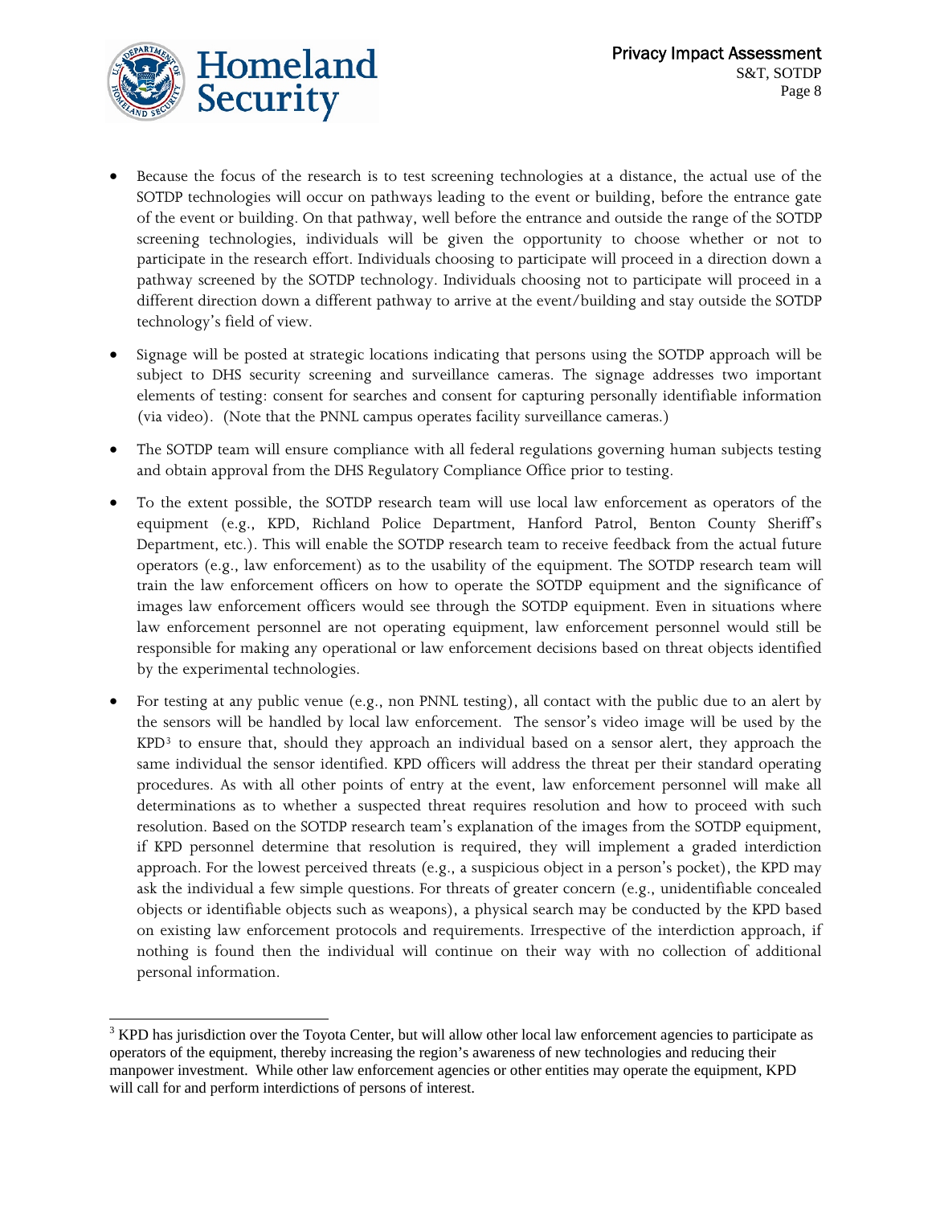- Because the focus of the research is to test screening technologies at a distance, the actual use of the SOTDP technologies will occur on pathways leading to the event or building, before the entrance gate of the event or building. On that pathway, well before the entrance and outside the range of the SOTDP screening technologies, individuals will be given the opportunity to choose whether or not to participate in the research effort. Individuals choosing to participate will proceed in a direction down a pathway screened by the SOTDP technology. Individuals choosing not to participate will proceed in a different direction down a different pathway to arrive at the event/building and stay outside the SOTDP technology's field of view.

- Signage will be posted at strategic locations indicating that persons using the SOTDP approach will be subject to DHS security screening and surveillance cameras. The signage addresses two important elements of testing: consent for searches and consent for capturing personally identifiable information (via video). (Note that the PNNL campus operates facility surveillance cameras.)

- The SOTDP team will ensure compliance with all federal regulations governing human subjects testing and obtain approval from the DHS Regulatory Compliance Office prior to testing.

- To the extent possible, the SOTDP research team will use local law enforcement as operators of the equipment (e.g., KPD, Richland Police Department, Hanford Patrol, Benton County Sheriff's Department, etc.). This will enable the SOTDP research team to receive feedback from the actual future operators (e.g., law enforcement) as to the usability of the equipment. The SOTDP research team will train the law enforcement officers on how to operate the SOTDP equipment and the significance of images law enforcement officers would see through the SOTDP equipment. Even in situations where law enforcement personnel are not operating equipment, law enforcement personnel would still be responsible for making any operational or law enforcement decisions based on threat objects identified by the experimental technologies.

- For testing at any public venue (e.g., non PNNL testing), all contact with the public due to an alert by the sensors will be handled by local law enforcement. The sensor's video image will be used by the KPD[3] to ensure that, should they approach an individual based on a sensor alert, they approach the same individual the sensor identified. KPD officers will address the threat per their standard operating procedures. As with all other points of entry at the event, law enforcement personnel will make all determinations as to whether a suspected threat requires resolution and how to proceed with such resolution. Based on the SOTDP research team's explanation of the images from the SOTDP equipment, if KPD personnel determine that resolution is required, they will implement a graded interdiction approach. For the lowest perceived threats (e.g., a suspicious object in a person's pocket), the KPD may ask the individual a few simple questions. For threats of greater concern (e.g., unidentifiable concealed objects or identifiable objects such as weapons), a physical search may be conducted by the KPD based on existing law enforcement protocols and requirements. Irrespective of the interdiction approach, if nothing is found then the individual will continue on their way with no collection of additional personal information.

[3] KPD has jurisdiction over the Toyota Center, but will allow other local law enforcement agencies to participate as operators of the equipment, thereby increasing the region's awareness of new technologies and reducing their manpower investment. While other law enforcement agencies or other entities may operate the equipment, KPD will call for and perform interdictions of persons of interest.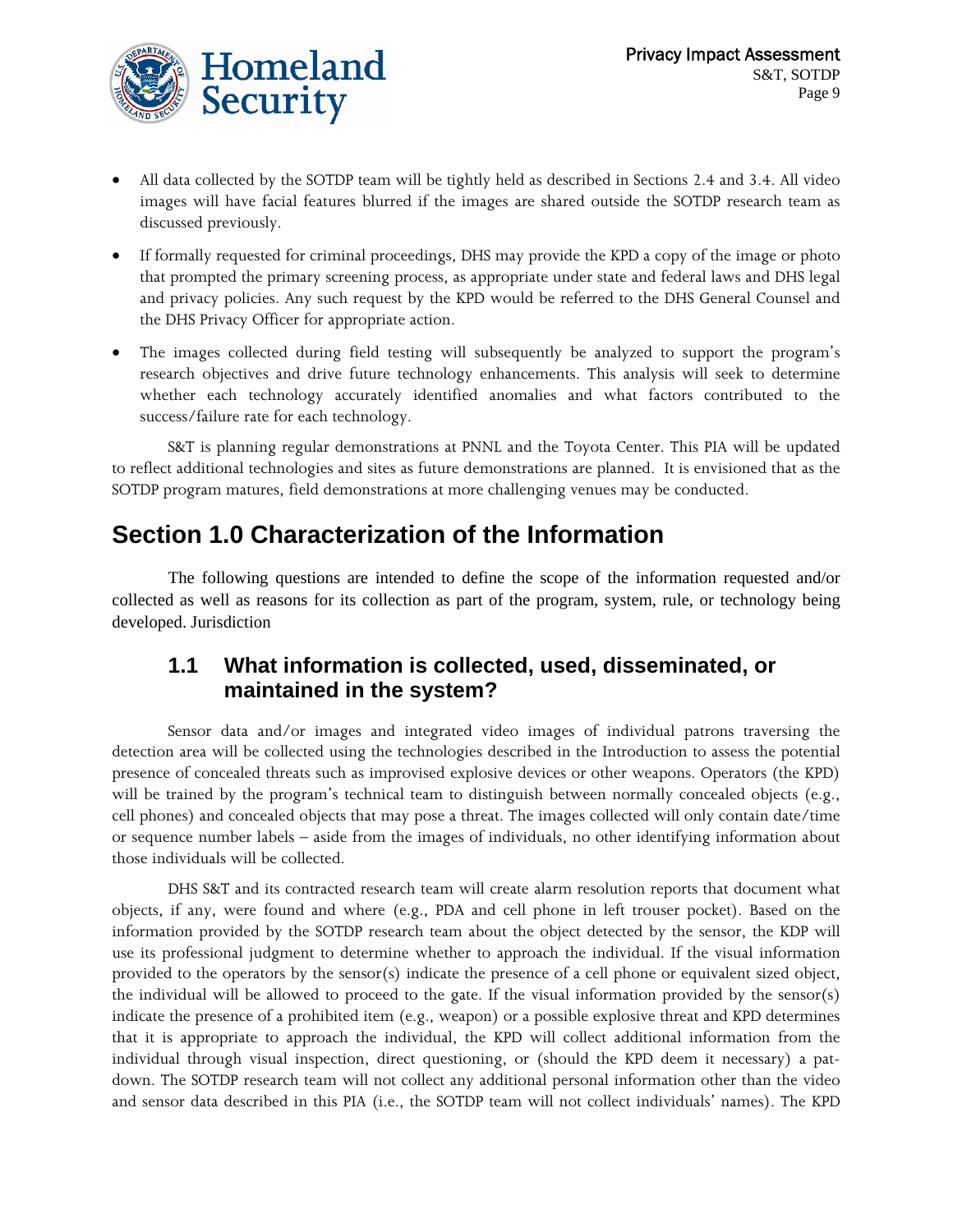- All data collected by the SOTDP team will be tightly held as described in Sections 2.4 and 3.4. All video images will have facial features blurred if the images are shared outside the SOTDP research team as discussed previously.
- If formally requested for criminal proceedings, DHS may provide the KPD a copy of the image or photo that prompted the primary screening process, as appropriate under state and federal laws and DHS legal and privacy policies. Any such request by the KPD would be referred to the DHS General Counsel and the DHS Privacy Officer for appropriate action.
- The images collected during field testing will subsequently be analyzed to support the program's research objectives and drive future technology enhancements. This analysis will seek to determine whether each technology accurately identified anomalies and what factors contributed to the success/failure rate for each technology.

S&T is planning regular demonstrations at PNNL and the Toyota Center. This PIA will be updated to reflect additional technologies and sites as future demonstrations are planned. It is envisioned that as the SOTDP program matures, field demonstrations at more challenging venues may be conducted.

# Section 1.0 Characterization of the Information

The following questions are intended to define the scope of the information requested and/or collected as well as reasons for its collection as part of the program, system, rule, or technology being developed. Jurisdiction

## 1.1 What information is collected, used, disseminated, or maintained in the system?

Sensor data and/or images and integrated video images of individual patrons traversing the detection area will be collected using the technologies described in the Introduction to assess the potential presence of concealed threats such as improvised explosive devices or other weapons. Operators (the KPD) will be trained by the program's technical team to distinguish between normally concealed objects (e.g., cell phones) and concealed objects that may pose a threat. The images collected will only contain date/time or sequence number labels – aside from the images of individuals, no other identifying information about those individuals will be collected.

DHS S&T and its contracted research team will create alarm resolution reports that document what objects, if any, were found and where (e.g., PDA and cell phone in left trouser pocket). Based on the information provided by the SOTDP research team about the object detected by the sensor, the KDP will use its professional judgment to determine whether to approach the individual. If the visual information provided to the operators by the sensor(s) indicate the presence of a cell phone or equivalent sized object, the individual will be allowed to proceed to the gate. If the visual information provided by the sensor(s) indicate the presence of a prohibited item (e.g., weapon) or a possible explosive threat and KPD determines that it is appropriate to approach the individual, the KPD will collect additional information from the individual through visual inspection, direct questioning, or (should the KPD deem it necessary) a pat-down. The SOTDP research team will not collect any additional personal information other than the video and sensor data described in this PIA (i.e., the SOTDP team will not collect individuals' names). The KPD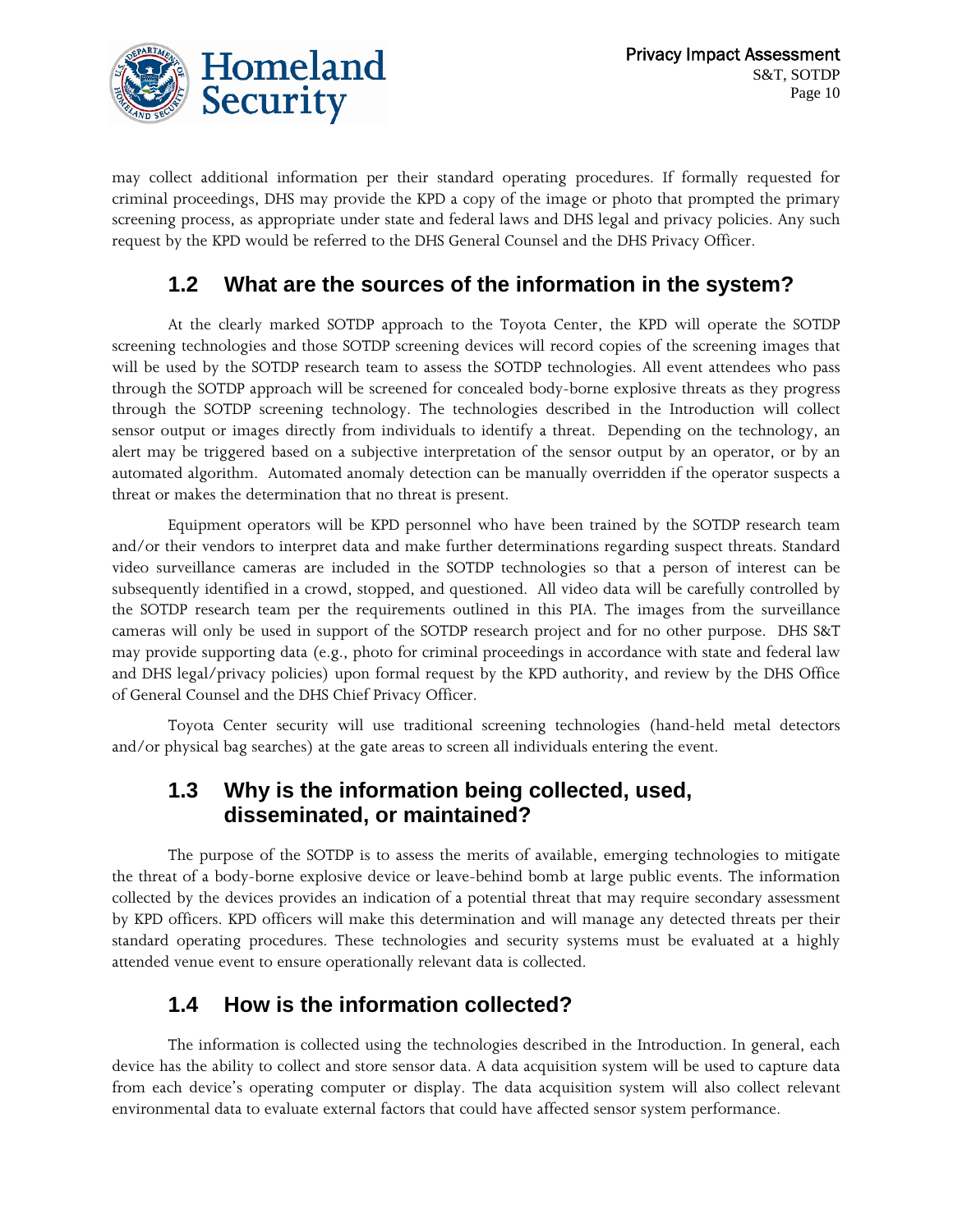may collect additional information per their standard operating procedures. If formally requested for criminal proceedings, DHS may provide the KPD a copy of the image or photo that prompted the primary screening process, as appropriate under state and federal laws and DHS legal and privacy policies. Any such request by the KPD would be referred to the DHS General Counsel and the DHS Privacy Officer.

## 1.2 What are the sources of the information in the system?

At the clearly marked SOTDP approach to the Toyota Center, the KPD will operate the SOTDP screening technologies and those SOTDP screening devices will record copies of the screening images that will be used by the SOTDP research team to assess the SOTDP technologies. All event attendees who pass through the SOTDP approach will be screened for concealed body-borne explosive threats as they progress through the SOTDP screening technology. The technologies described in the Introduction will collect sensor output or images directly from individuals to identify a threat. Depending on the technology, an alert may be triggered based on a subjective interpretation of the sensor output by an operator, or by an automated algorithm. Automated anomaly detection can be manually overridden if the operator suspects a threat or makes the determination that no threat is present.

Equipment operators will be KPD personnel who have been trained by the SOTDP research team and/or their vendors to interpret data and make further determinations regarding suspect threats. Standard video surveillance cameras are included in the SOTDP technologies so that a person of interest can be subsequently identified in a crowd, stopped, and questioned. All video data will be carefully controlled by the SOTDP research team per the requirements outlined in this PIA. The images from the surveillance cameras will only be used in support of the SOTDP research project and for no other purpose. DHS S&T may provide supporting data (e.g., photo for criminal proceedings in accordance with state and federal law and DHS legal/privacy policies) upon formal request by the KPD authority, and review by the DHS Office of General Counsel and the DHS Chief Privacy Officer.

Toyota Center security will use traditional screening technologies (hand-held metal detectors and/or physical bag searches) at the gate areas to screen all individuals entering the event.

## 1.3 Why is the information being collected, used, disseminated, or maintained?

The purpose of the SOTDP is to assess the merits of available, emerging technologies to mitigate the threat of a body-borne explosive device or leave-behind bomb at large public events. The information collected by the devices provides an indication of a potential threat that may require secondary assessment by KPD officers. KPD officers will make this determination and will manage any detected threats per their standard operating procedures. These technologies and security systems must be evaluated at a highly attended venue event to ensure operationally relevant data is collected.

## 1.4 How is the information collected?

The information is collected using the technologies described in the Introduction. In general, each device has the ability to collect and store sensor data. A data acquisition system will be used to capture data from each device's operating computer or display. The data acquisition system will also collect relevant environmental data to evaluate external factors that could have affected sensor system performance.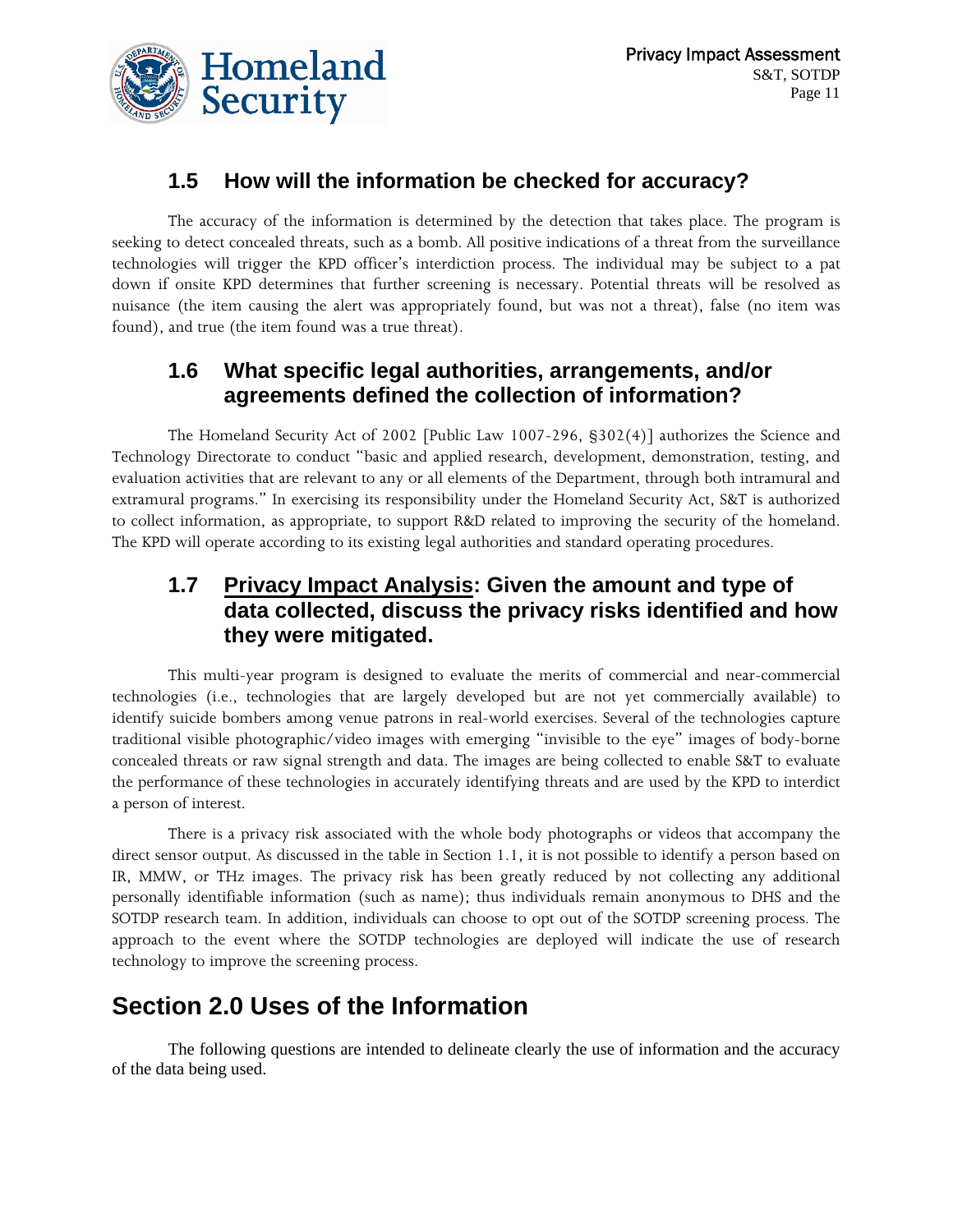### 1.5 How will the information be checked for accuracy?

The accuracy of the information is determined by the detection that takes place. The program is seeking to detect concealed threats, such as a bomb. All positive indications of a threat from the surveillance technologies will trigger the KPD officer's interdiction process. The individual may be subject to a pat down if onsite KPD determines that further screening is necessary. Potential threats will be resolved as nuisance (the item causing the alert was appropriately found, but was not a threat), false (no item was found), and true (the item found was a true threat).

### 1.6 What specific legal authorities, arrangements, and/or agreements defined the collection of information?

The Homeland Security Act of 2002 [Public Law 1007-296, §302(4)] authorizes the Science and Technology Directorate to conduct "basic and applied research, development, demonstration, testing, and evaluation activities that are relevant to any or all elements of the Department, through both intramural and extramural programs." In exercising its responsibility under the Homeland Security Act, S&T is authorized to collect information, as appropriate, to support R&D related to improving the security of the homeland. The KPD will operate according to its existing legal authorities and standard operating procedures.

### 1.7 Privacy Impact Analysis: Given the amount and type of data collected, discuss the privacy risks identified and how they were mitigated.

This multi-year program is designed to evaluate the merits of commercial and near-commercial technologies (i.e., technologies that are largely developed but are not yet commercially available) to identify suicide bombers among venue patrons in real-world exercises. Several of the technologies capture traditional visible photographic/video images with emerging "invisible to the eye" images of body-borne concealed threats or raw signal strength and data. The images are being collected to enable S&T to evaluate the performance of these technologies in accurately identifying threats and are used by the KPD to interdict a person of interest.

There is a privacy risk associated with the whole body photographs or videos that accompany the direct sensor output. As discussed in the table in Section 1.1, it is not possible to identify a person based on IR, MMW, or THz images. The privacy risk has been greatly reduced by not collecting any additional personally identifiable information (such as name); thus individuals remain anonymous to DHS and the SOTDP research team. In addition, individuals can choose to opt out of the SOTDP screening process. The approach to the event where the SOTDP technologies are deployed will indicate the use of research technology to improve the screening process.

## Section 2.0 Uses of the Information

The following questions are intended to delineate clearly the use of information and the accuracy of the data being used.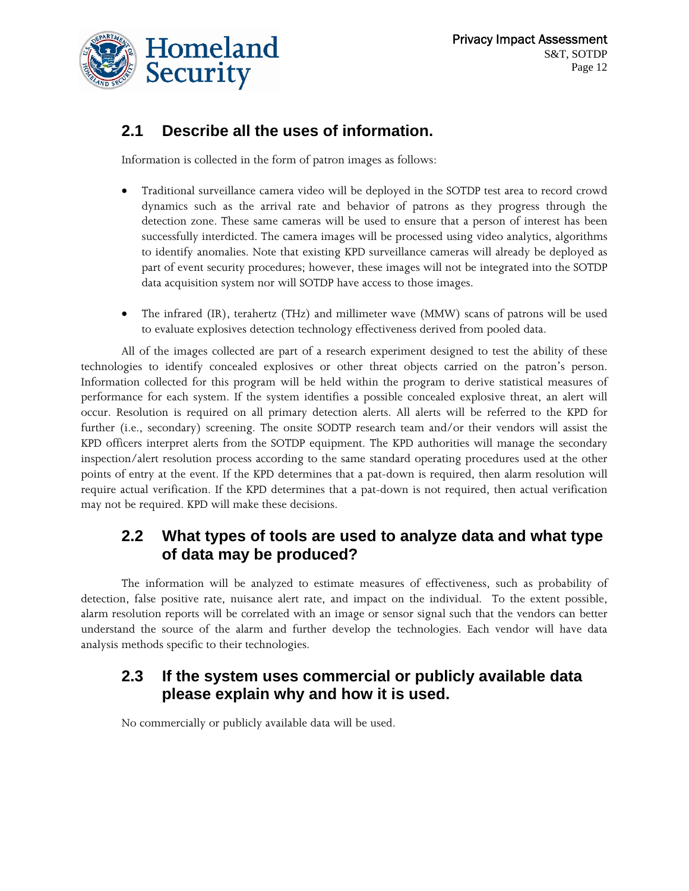## 2.1 Describe all the uses of information.

Information is collected in the form of patron images as follows:

- Traditional surveillance camera video will be deployed in the SOTDP test area to record crowd dynamics such as the arrival rate and behavior of patrons as they progress through the detection zone. These same cameras will be used to ensure that a person of interest has been successfully interdicted. The camera images will be processed using video analytics, algorithms to identify anomalies. Note that existing KPD surveillance cameras will already be deployed as part of event security procedures; however, these images will not be integrated into the SOTDP data acquisition system nor will SOTDP have access to those images.

- The infrared (IR), terahertz (THz) and millimeter wave (MMW) scans of patrons will be used to evaluate explosives detection technology effectiveness derived from pooled data.

All of the images collected are part of a research experiment designed to test the ability of these technologies to identify concealed explosives or other threat objects carried on the patron's person. Information collected for this program will be held within the program to derive statistical measures of performance for each system. If the system identifies a possible concealed explosive threat, an alert will occur. Resolution is required on all primary detection alerts. All alerts will be referred to the KPD for further (i.e., secondary) screening. The onsite SODTP research team and/or their vendors will assist the KPD officers interpret alerts from the SOTDP equipment. The KPD authorities will manage the secondary inspection/alert resolution process according to the same standard operating procedures used at the other points of entry at the event. If the KPD determines that a pat-down is required, then alarm resolution will require actual verification. If the KPD determines that a pat-down is not required, then actual verification may not be required. KPD will make these decisions.

## 2.2 What types of tools are used to analyze data and what type of data may be produced?

The information will be analyzed to estimate measures of effectiveness, such as probability of detection, false positive rate, nuisance alert rate, and impact on the individual. To the extent possible, alarm resolution reports will be correlated with an image or sensor signal such that the vendors can better understand the source of the alarm and further develop the technologies. Each vendor will have data analysis methods specific to their technologies.

## 2.3 If the system uses commercial or publicly available data please explain why and how it is used.

No commercially or publicly available data will be used.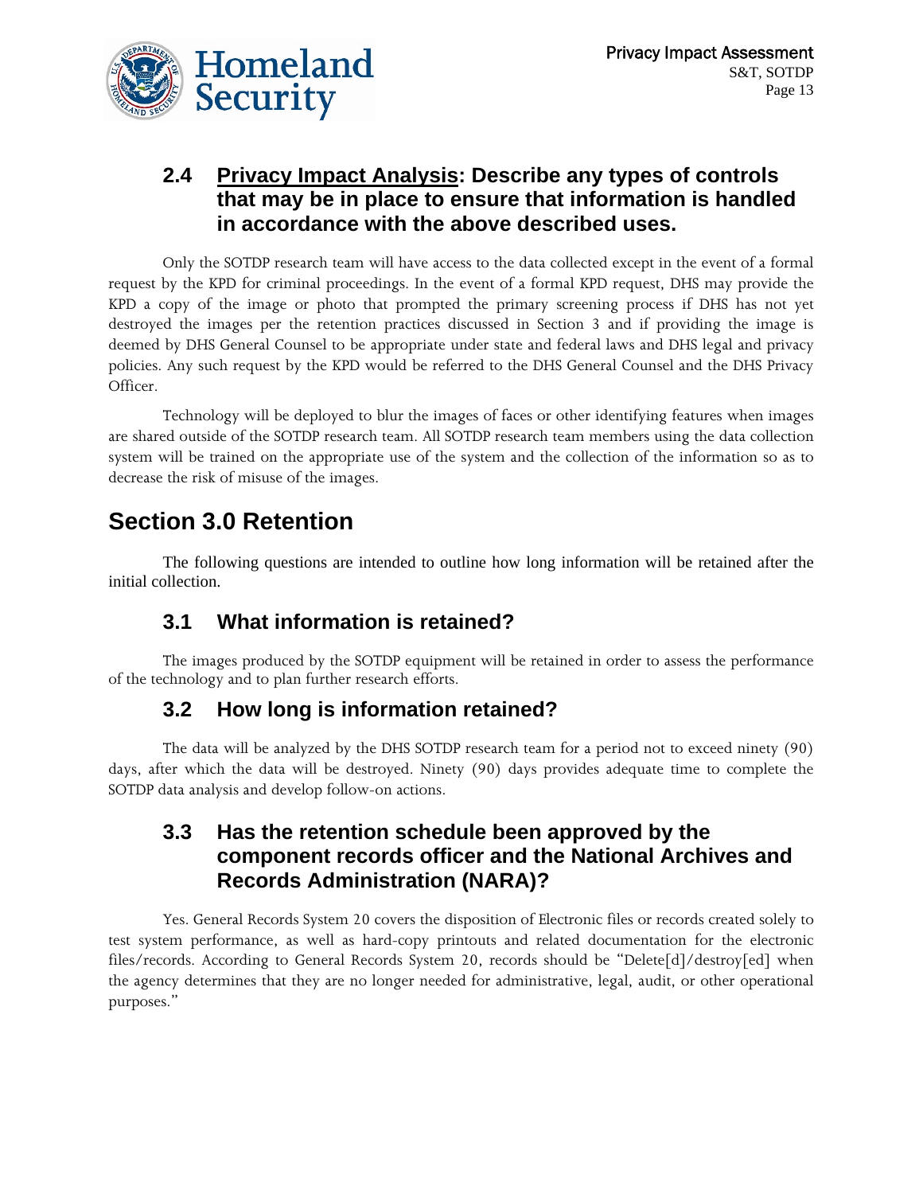### 2.4 **Privacy Impact Analysis: Describe any types of controls that may be in place to ensure that information is handled in accordance with the above described uses.**

Only the SOTDP research team will have access to the data collected except in the event of a formal request by the KPD for criminal proceedings. In the event of a formal KPD request, DHS may provide the KPD a copy of the image or photo that prompted the primary screening process if DHS has not yet destroyed the images per the retention practices discussed in Section 3 and if providing the image is deemed by DHS General Counsel to be appropriate under state and federal laws and DHS legal and privacy policies. Any such request by the KPD would be referred to the DHS General Counsel and the DHS Privacy Officer.

Technology will be deployed to blur the images of faces or other identifying features when images are shared outside of the SOTDP research team. All SOTDP research team members using the data collection system will be trained on the appropriate use of the system and the collection of the information so as to decrease the risk of misuse of the images.

## Section 3.0 Retention

The following questions are intended to outline how long information will be retained after the initial collection.

### 3.1 What information is retained?

The images produced by the SOTDP equipment will be retained in order to assess the performance of the technology and to plan further research efforts.

### 3.2 How long is information retained?

The data will be analyzed by the DHS SOTDP research team for a period not to exceed ninety (90) days, after which the data will be destroyed. Ninety (90) days provides adequate time to complete the SOTDP data analysis and develop follow-on actions.

### 3.3 Has the retention schedule been approved by the component records officer and the National Archives and Records Administration (NARA)?

Yes. General Records System 20 covers the disposition of Electronic files or records created solely to test system performance, as well as hard-copy printouts and related documentation for the electronic files/records. According to General Records System 20, records should be "Delete[d]/destroy[ed] when the agency determines that they are no longer needed for administrative, legal, audit, or other operational purposes."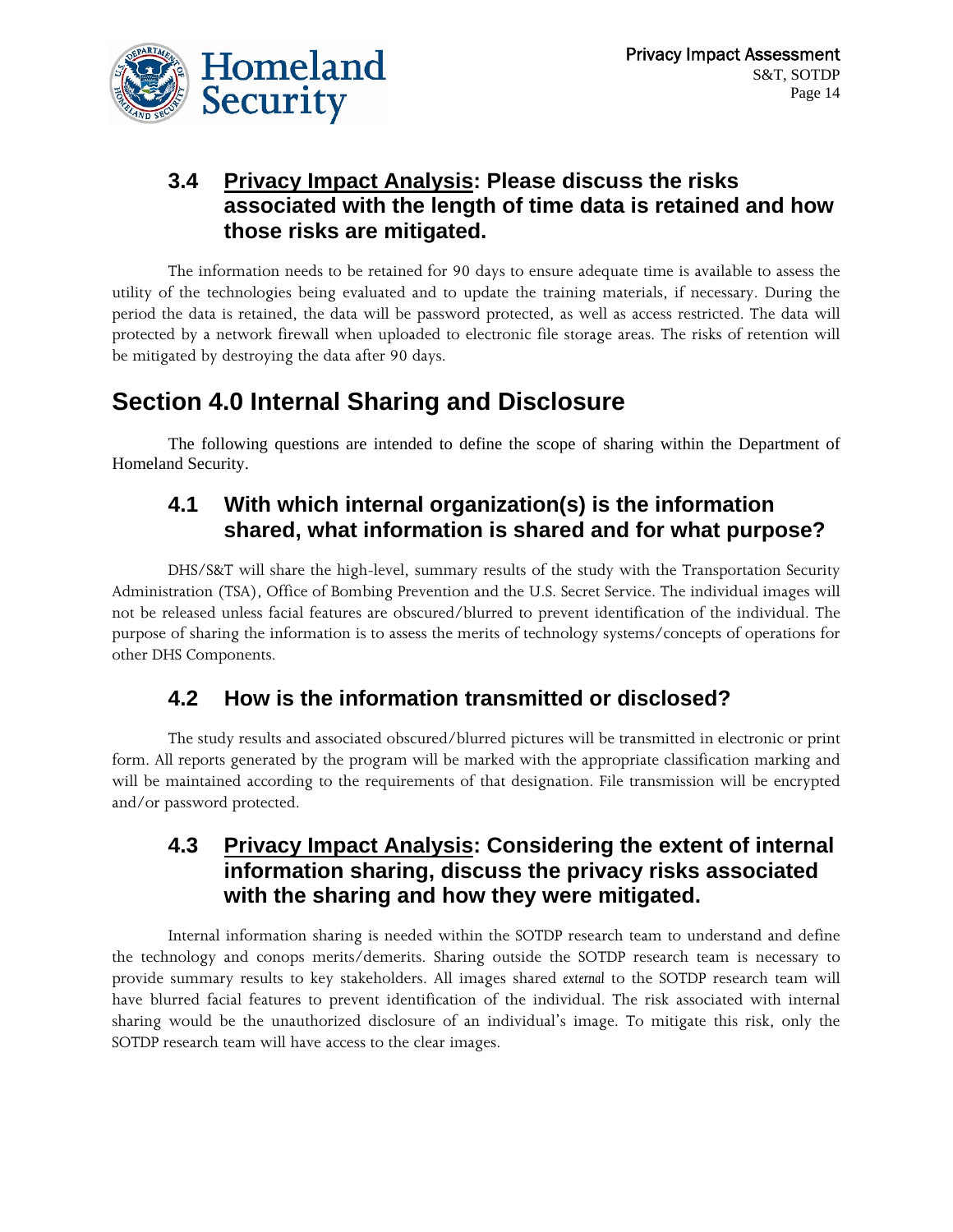### 3.4 <u>Privacy Impact Analysis</u>: Please discuss the risks associated with the length of time data is retained and how those risks are mitigated.

The information needs to be retained for 90 days to ensure adequate time is available to assess the utility of the technologies being evaluated and to update the training materials, if necessary. During the period the data is retained, the data will be password protected, as well as access restricted. The data will protected by a network firewall when uploaded to electronic file storage areas. The risks of retention will be mitigated by destroying the data after 90 days.

## Section 4.0 Internal Sharing and Disclosure

The following questions are intended to define the scope of sharing within the Department of Homeland Security.

### 4.1 With which internal organization(s) is the information shared, what information is shared and for what purpose?

DHS/S&T will share the high-level, summary results of the study with the Transportation Security Administration (TSA), Office of Bombing Prevention and the U.S. Secret Service. The individual images will not be released unless facial features are obscured/blurred to prevent identification of the individual. The purpose of sharing the information is to assess the merits of technology systems/concepts of operations for other DHS Components.

### 4.2 How is the information transmitted or disclosed?

The study results and associated obscured/blurred pictures will be transmitted in electronic or print form. All reports generated by the program will be marked with the appropriate classification marking and will be maintained according to the requirements of that designation. File transmission will be encrypted and/or password protected.

### 4.3 <u>Privacy Impact Analysis</u>: Considering the extent of internal information sharing, discuss the privacy risks associated with the sharing and how they were mitigated.

Internal information sharing is needed within the SOTDP research team to understand and define the technology and conops merits/demerits. Sharing outside the SOTDP research team is necessary to provide summary results to key stakeholders. All images shared *external* to the SOTDP research team will have blurred facial features to prevent identification of the individual. The risk associated with internal sharing would be the unauthorized disclosure of an individual's image. To mitigate this risk, only the SOTDP research team will have access to the clear images.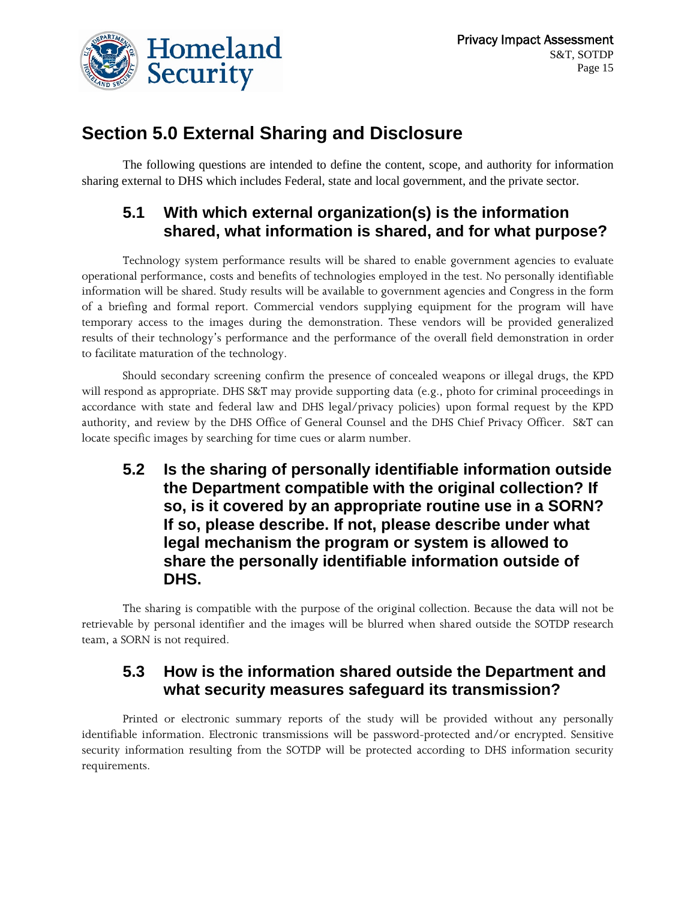## Section 5.0 External Sharing and Disclosure

The following questions are intended to define the content, scope, and authority for information sharing external to DHS which includes Federal, state and local government, and the private sector.

### 5.1 With which external organization(s) is the information shared, what information is shared, and for what purpose?

Technology system performance results will be shared to enable government agencies to evaluate operational performance, costs and benefits of technologies employed in the test. No personally identifiable information will be shared. Study results will be available to government agencies and Congress in the form of a briefing and formal report. Commercial vendors supplying equipment for the program will have temporary access to the images during the demonstration. These vendors will be provided generalized results of their technology's performance and the performance of the overall field demonstration in order to facilitate maturation of the technology.

Should secondary screening confirm the presence of concealed weapons or illegal drugs, the KPD will respond as appropriate. DHS S&T may provide supporting data (e.g., photo for criminal proceedings in accordance with state and federal law and DHS legal/privacy policies) upon formal request by the KPD authority, and review by the DHS Office of General Counsel and the DHS Chief Privacy Officer. S&T can locate specific images by searching for time cues or alarm number.

### 5.2 Is the sharing of personally identifiable information outside the Department compatible with the original collection? If so, is it covered by an appropriate routine use in a SORN? If so, please describe. If not, please describe under what legal mechanism the program or system is allowed to share the personally identifiable information outside of DHS.

The sharing is compatible with the purpose of the original collection. Because the data will not be retrievable by personal identifier and the images will be blurred when shared outside the SOTDP research team, a SORN is not required.

### 5.3 How is the information shared outside the Department and what security measures safeguard its transmission?

Printed or electronic summary reports of the study will be provided without any personally identifiable information. Electronic transmissions will be password-protected and/or encrypted. Sensitive security information resulting from the SOTDP will be protected according to DHS information security requirements.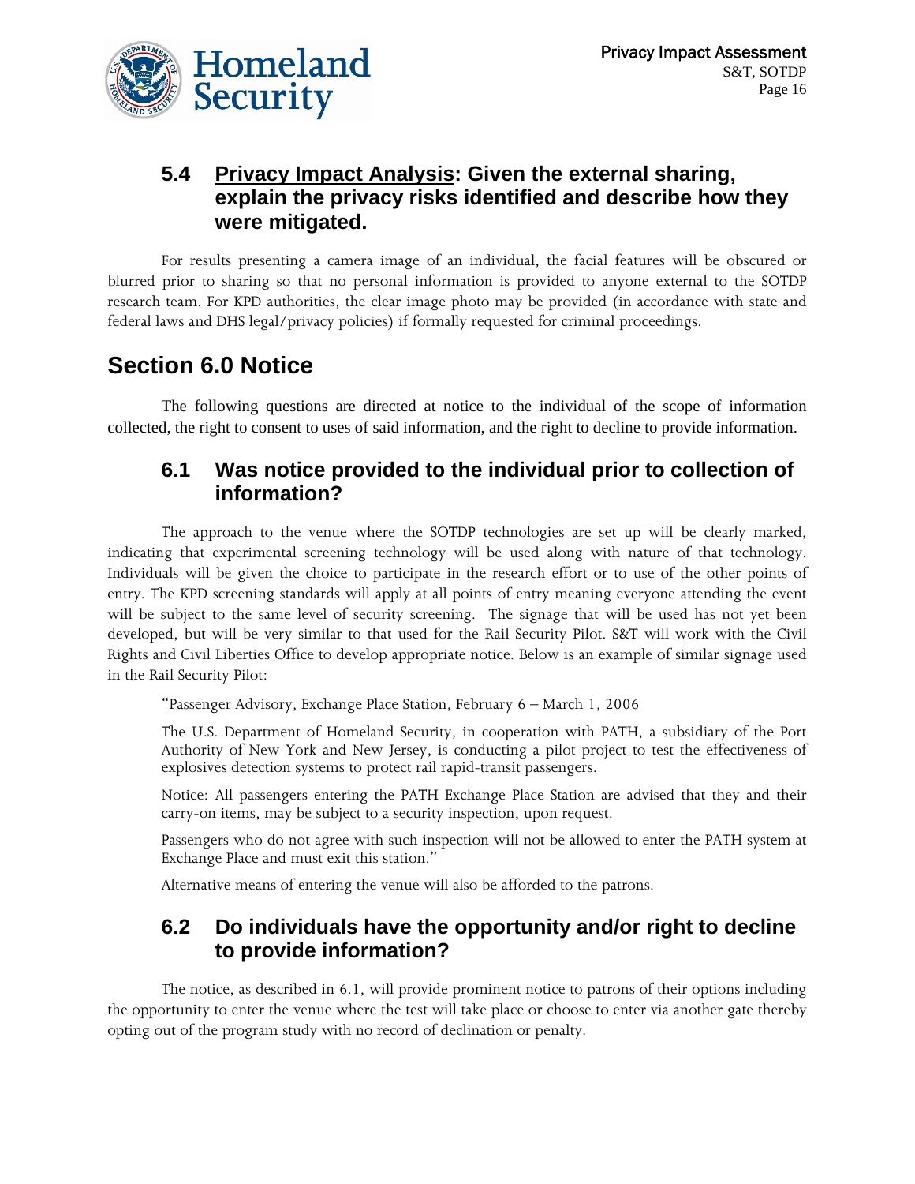## 5.4 Privacy Impact Analysis: Given the external sharing, explain the privacy risks identified and describe how they were mitigated.

For results presenting a camera image of an individual, the facial features will be obscured or blurred prior to sharing so that no personal information is provided to anyone external to the SOTDP research team. For KPD authorities, the clear image photo may be provided (in accordance with state and federal laws and DHS legal/privacy policies) if formally requested for criminal proceedings.

# Section 6.0 Notice

The following questions are directed at notice to the individual of the scope of information collected, the right to consent to uses of said information, and the right to decline to provide information.

## 6.1 Was notice provided to the individual prior to collection of information?

The approach to the venue where the SOTDP technologies are set up will be clearly marked, indicating that experimental screening technology will be used along with nature of that technology. Individuals will be given the choice to participate in the research effort or to use of the other points of entry. The KPD screening standards will apply at all points of entry meaning everyone attending the event will be subject to the same level of security screening. The signage that will be used has not yet been developed, but will be very similar to that used for the Rail Security Pilot. S&T will work with the Civil Rights and Civil Liberties Office to develop appropriate notice. Below is an example of similar signage used in the Rail Security Pilot:

> "Passenger Advisory, Exchange Place Station, February 6 – March 1, 2006
>
> The U.S. Department of Homeland Security, in cooperation with PATH, a subsidiary of the Port Authority of New York and New Jersey, is conducting a pilot project to test the effectiveness of explosives detection systems to protect rail rapid-transit passengers.
>
> Notice: All passengers entering the PATH Exchange Place Station are advised that they and their carry-on items, may be subject to a security inspection, upon request.
>
> Passengers who do not agree with such inspection will not be allowed to enter the PATH system at Exchange Place and must exit this station."
>
> Alternative means of entering the venue will also be afforded to the patrons.

## 6.2 Do individuals have the opportunity and/or right to decline to provide information?

The notice, as described in 6.1, will provide prominent notice to patrons of their options including the opportunity to enter the venue where the test will take place or choose to enter via another gate thereby opting out of the program study with no record of declination or penalty.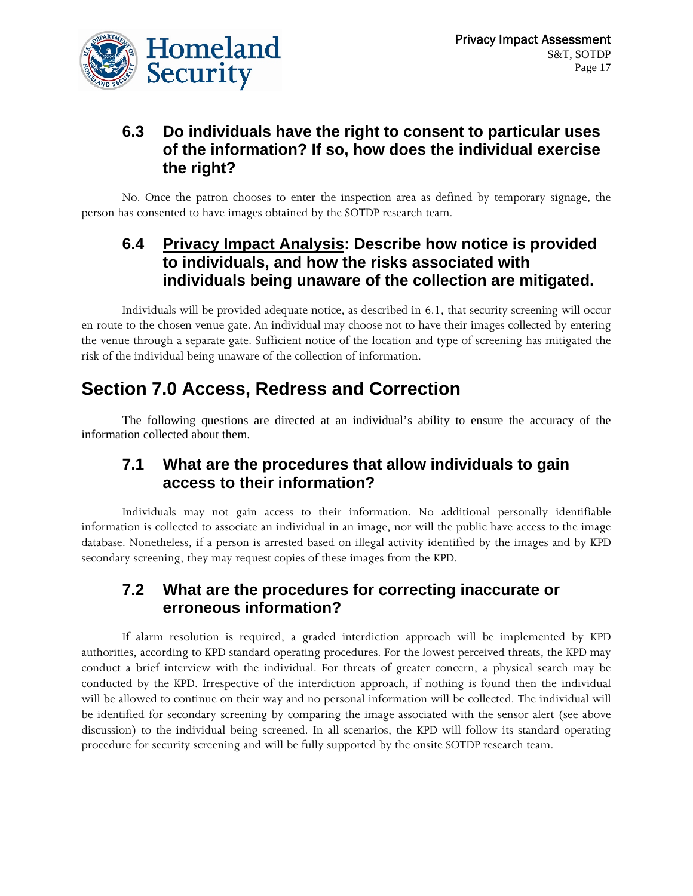### 6.3 Do individuals have the right to consent to particular uses of the information? If so, how does the individual exercise the right?

No. Once the patron chooses to enter the inspection area as defined by temporary signage, the person has consented to have images obtained by the SOTDP research team.

### 6.4 Privacy Impact Analysis: Describe how notice is provided to individuals, and how the risks associated with individuals being unaware of the collection are mitigated.

Individuals will be provided adequate notice, as described in 6.1, that security screening will occur en route to the chosen venue gate. An individual may choose not to have their images collected by entering the venue through a separate gate. Sufficient notice of the location and type of screening has mitigated the risk of the individual being unaware of the collection of information.

## Section 7.0 Access, Redress and Correction

The following questions are directed at an individual's ability to ensure the accuracy of the information collected about them.

### 7.1 What are the procedures that allow individuals to gain access to their information?

Individuals may not gain access to their information. No additional personally identifiable information is collected to associate an individual in an image, nor will the public have access to the image database. Nonetheless, if a person is arrested based on illegal activity identified by the images and by KPD secondary screening, they may request copies of these images from the KPD.

### 7.2 What are the procedures for correcting inaccurate or erroneous information?

If alarm resolution is required, a graded interdiction approach will be implemented by KPD authorities, according to KPD standard operating procedures. For the lowest perceived threats, the KPD may conduct a brief interview with the individual. For threats of greater concern, a physical search may be conducted by the KPD. Irrespective of the interdiction approach, if nothing is found then the individual will be allowed to continue on their way and no personal information will be collected. The individual will be identified for secondary screening by comparing the image associated with the sensor alert (see above discussion) to the individual being screened. In all scenarios, the KPD will follow its standard operating procedure for security screening and will be fully supported by the onsite SOTDP research team.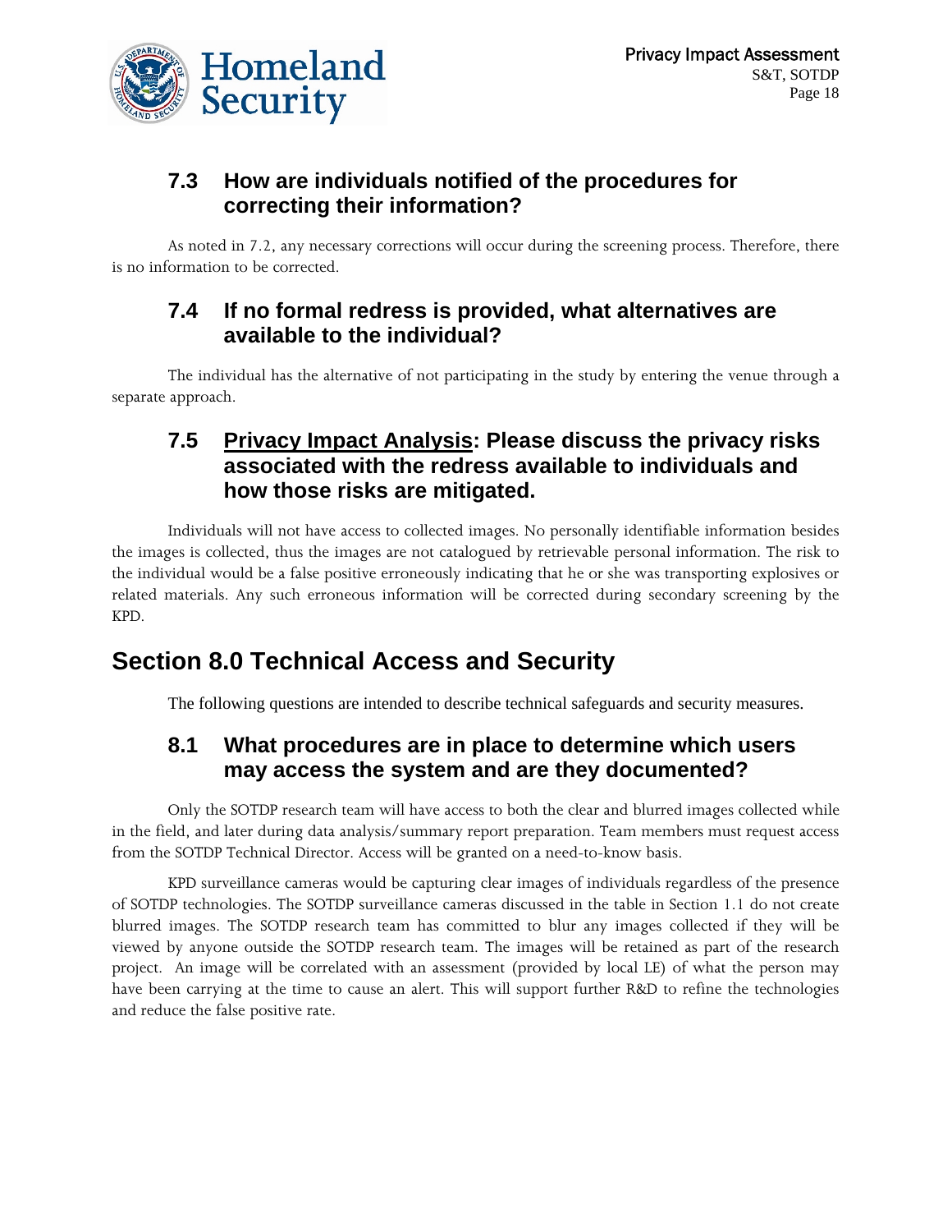### 7.3 How are individuals notified of the procedures for correcting their information?

As noted in 7.2, any necessary corrections will occur during the screening process. Therefore, there is no information to be corrected.

### 7.4 If no formal redress is provided, what alternatives are available to the individual?

The individual has the alternative of not participating in the study by entering the venue through a separate approach.

### 7.5 Privacy Impact Analysis: Please discuss the privacy risks associated with the redress available to individuals and how those risks are mitigated.

Individuals will not have access to collected images. No personally identifiable information besides the images is collected, thus the images are not catalogued by retrievable personal information. The risk to the individual would be a false positive erroneously indicating that he or she was transporting explosives or related materials. Any such erroneous information will be corrected during secondary screening by the KPD.

## Section 8.0 Technical Access and Security

The following questions are intended to describe technical safeguards and security measures.

### 8.1 What procedures are in place to determine which users may access the system and are they documented?

Only the SOTDP research team will have access to both the clear and blurred images collected while in the field, and later during data analysis/summary report preparation. Team members must request access from the SOTDP Technical Director. Access will be granted on a need-to-know basis.

KPD surveillance cameras would be capturing clear images of individuals regardless of the presence of SOTDP technologies. The SOTDP surveillance cameras discussed in the table in Section 1.1 do not create blurred images. The SOTDP research team has committed to blur any images collected if they will be viewed by anyone outside the SOTDP research team. The images will be retained as part of the research project. An image will be correlated with an assessment (provided by local LE) of what the person may have been carrying at the time to cause an alert. This will support further R&D to refine the technologies and reduce the false positive rate.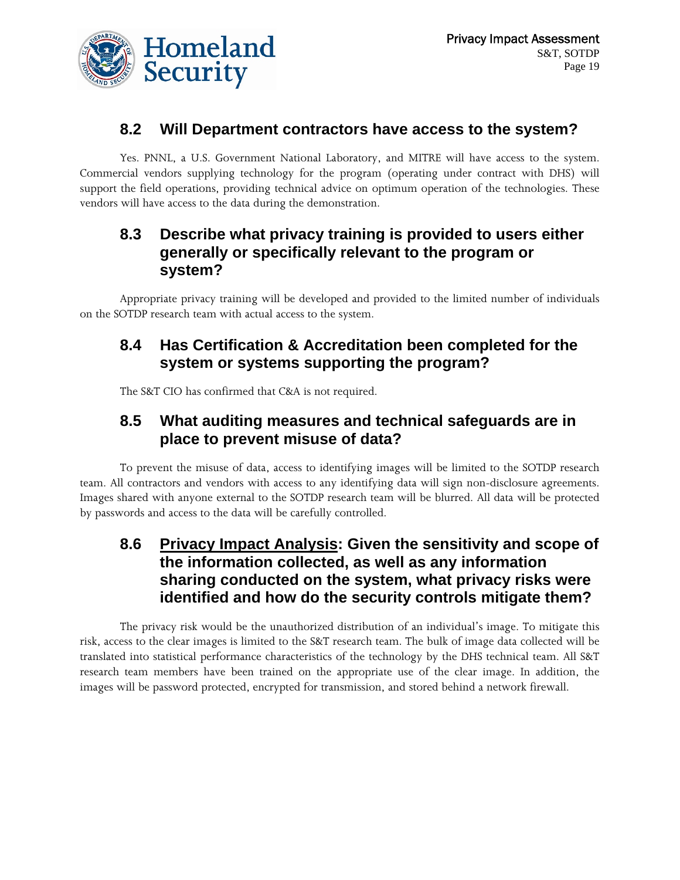### 8.2 Will Department contractors have access to the system?

Yes. PNNL, a U.S. Government National Laboratory, and MITRE will have access to the system. Commercial vendors supplying technology for the program (operating under contract with DHS) will support the field operations, providing technical advice on optimum operation of the technologies. These vendors will have access to the data during the demonstration.

### 8.3 Describe what privacy training is provided to users either generally or specifically relevant to the program or system?

Appropriate privacy training will be developed and provided to the limited number of individuals on the SOTDP research team with actual access to the system.

### 8.4 Has Certification & Accreditation been completed for the system or systems supporting the program?

The S&T CIO has confirmed that C&A is not required.

### 8.5 What auditing measures and technical safeguards are in place to prevent misuse of data?

To prevent the misuse of data, access to identifying images will be limited to the SOTDP research team. All contractors and vendors with access to any identifying data will sign non-disclosure agreements. Images shared with anyone external to the SOTDP research team will be blurred. All data will be protected by passwords and access to the data will be carefully controlled.

### 8.6 <u>Privacy Impact Analysis</u>: Given the sensitivity and scope of the information collected, as well as any information sharing conducted on the system, what privacy risks were identified and how do the security controls mitigate them?

The privacy risk would be the unauthorized distribution of an individual's image. To mitigate this risk, access to the clear images is limited to the S&T research team. The bulk of image data collected will be translated into statistical performance characteristics of the technology by the DHS technical team. All S&T research team members have been trained on the appropriate use of the clear image. In addition, the images will be password protected, encrypted for transmission, and stored behind a network firewall.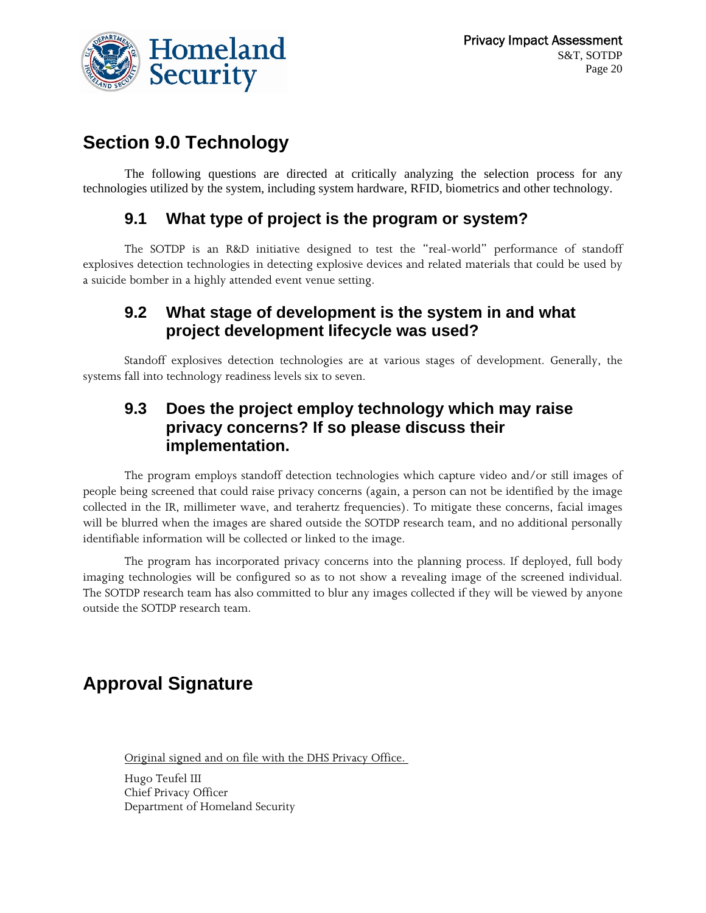## Section 9.0 Technology

The following questions are directed at critically analyzing the selection process for any technologies utilized by the system, including system hardware, RFID, biometrics and other technology.

### 9.1 What type of project is the program or system?

The SOTDP is an R&D initiative designed to test the "real-world" performance of standoff explosives detection technologies in detecting explosive devices and related materials that could be used by a suicide bomber in a highly attended event venue setting.

### 9.2 What stage of development is the system in and what project development lifecycle was used?

Standoff explosives detection technologies are at various stages of development. Generally, the systems fall into technology readiness levels six to seven.

### 9.3 Does the project employ technology which may raise privacy concerns? If so please discuss their implementation.

The program employs standoff detection technologies which capture video and/or still images of people being screened that could raise privacy concerns (again, a person can not be identified by the image collected in the IR, millimeter wave, and terahertz frequencies). To mitigate these concerns, facial images will be blurred when the images are shared outside the SOTDP research team, and no additional personally identifiable information will be collected or linked to the image.

The program has incorporated privacy concerns into the planning process. If deployed, full body imaging technologies will be configured so as to not show a revealing image of the screened individual. The SOTDP research team has also committed to blur any images collected if they will be viewed by anyone outside the SOTDP research team.

## Approval Signature

Original signed and on file with the DHS Privacy Office.

Hugo Teufel III
Chief Privacy Officer
Department of Homeland Security